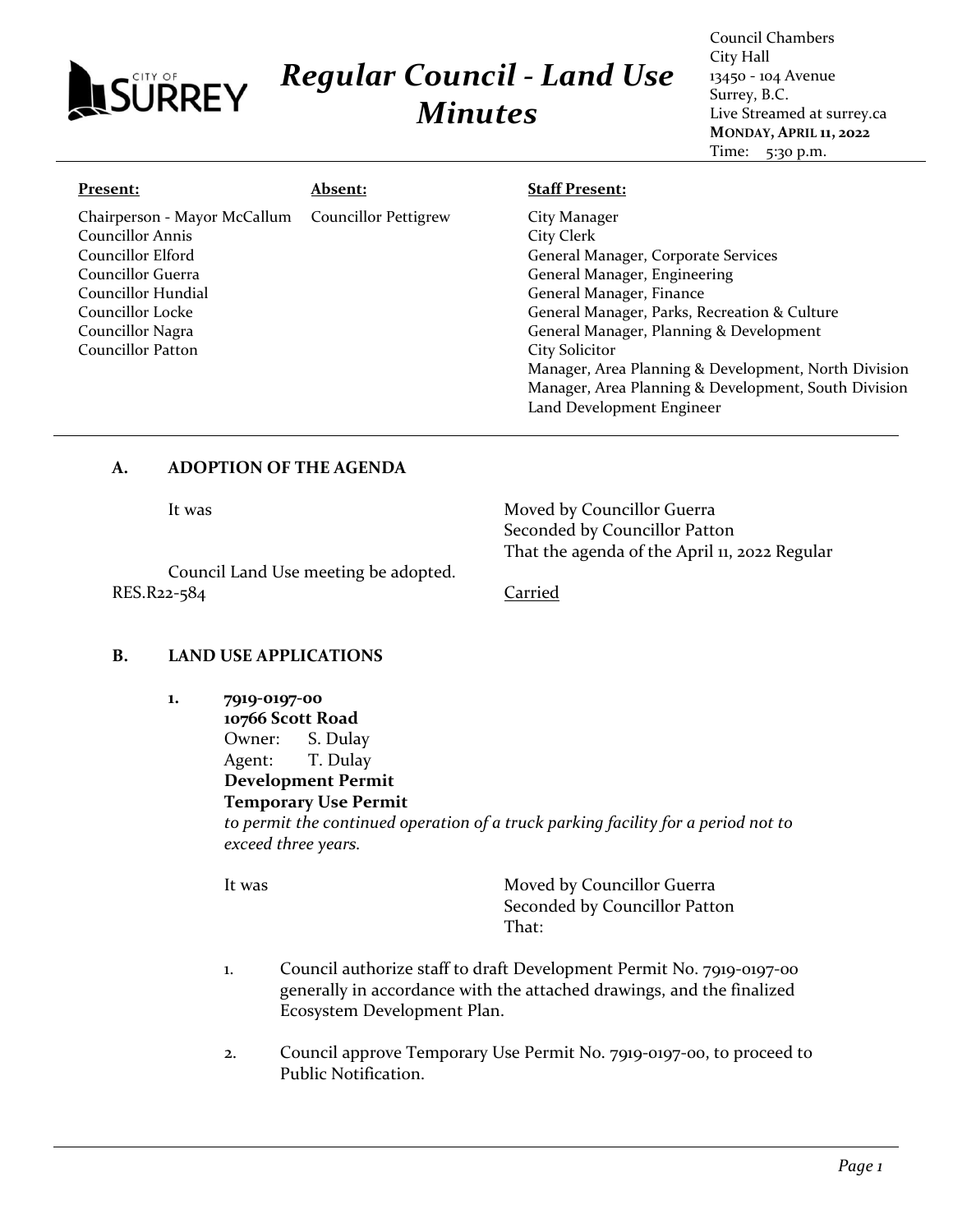# Regular Council - Land Use Minutes

Council Chambers
City Hall
13450 - 104 Avenue
Surrey, B.C.
Live Streamed at surrey.ca
**MONDAY, APRIL 11, 2022**
Time: 5:30 p.m.

| **Present:** | **Absent:** | **Staff Present:** |
|---|---|---|
| Chairperson - Mayor McCallum | Councillor Pettigrew | City Manager |
| Councillor Annis | | City Clerk |
| Councillor Elford | | General Manager, Corporate Services |
| Councillor Guerra | | General Manager, Engineering |
| Councillor Hundial | | General Manager, Finance |
| Councillor Locke | | General Manager, Parks, Recreation & Culture |
| Councillor Nagra | | General Manager, Planning & Development |
| Councillor Patton | | City Solicitor |
| | | Manager, Area Planning & Development, North Division |
| | | Manager, Area Planning & Development, South Division |
| | | Land Development Engineer |

## A. ADOPTION OF THE AGENDA

It was Moved by Councillor Guerra
Seconded by Councillor Patton
That the agenda of the April 11, 2022 Regular Council Land Use meeting be adopted.

RES.R22-584 Carried

## B. LAND USE APPLICATIONS

**1. 7919-0197-00**
**10766 Scott Road**
Owner: S. Dulay
Agent: T. Dulay
**Development Permit**
**Temporary Use Permit**
*to permit the continued operation of a truck parking facility for a period not to exceed three years.*

It was Moved by Councillor Guerra
Seconded by Councillor Patton
That:

1. Council authorize staff to draft Development Permit No. 7919-0197-00 generally in accordance with the attached drawings, and the finalized Ecosystem Development Plan.

2. Council approve Temporary Use Permit No. 7919-0197-00, to proceed to Public Notification.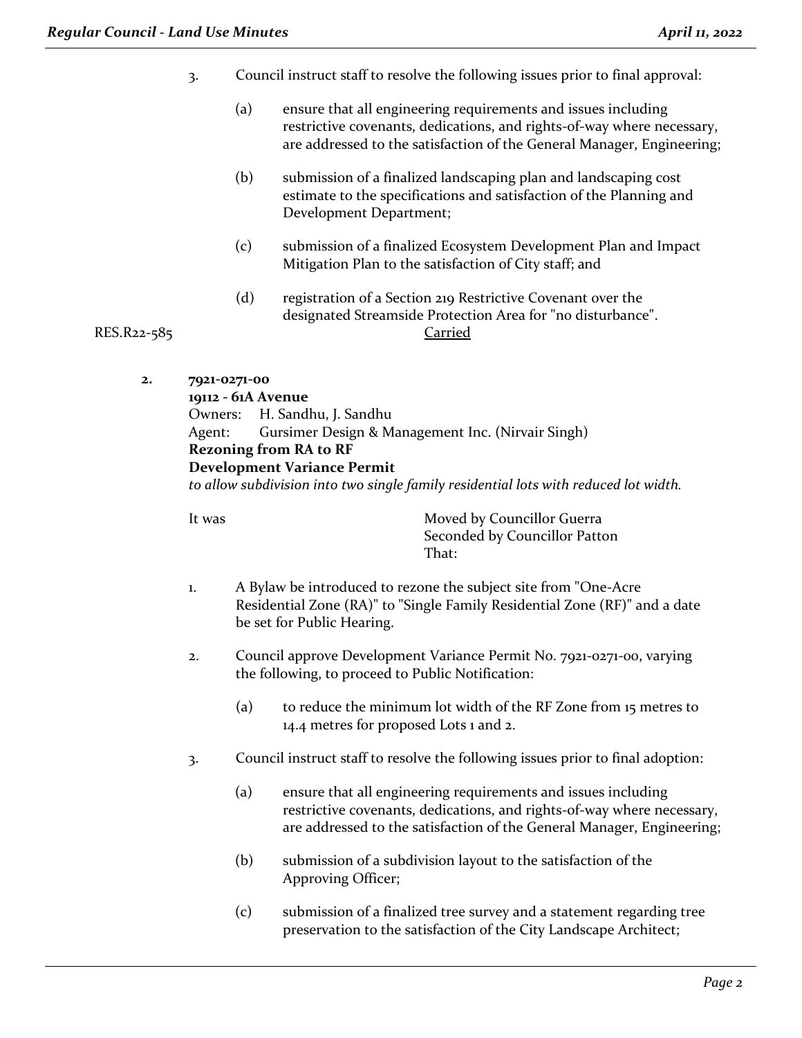3. Council instruct staff to resolve the following issues prior to final approval:

   (a) ensure that all engineering requirements and issues including restrictive covenants, dedications, and rights-of-way where necessary, are addressed to the satisfaction of the General Manager, Engineering;

   (b) submission of a finalized landscaping plan and landscaping cost estimate to the specifications and satisfaction of the Planning and Development Department;

   (c) submission of a finalized Ecosystem Development Plan and Impact Mitigation Plan to the satisfaction of City staff; and

   (d) registration of a Section 219 Restrictive Covenant over the designated Streamside Protection Area for "no disturbance".

RES.R22-585 Carried

**2. 7921-0271-00**
**19112 - 61A Avenue**
Owners: H. Sandhu, J. Sandhu
Agent: Gursimer Design & Management Inc. (Nirvair Singh)
**Rezoning from RA to RF**
**Development Variance Permit**
*to allow subdivision into two single family residential lots with reduced lot width.*

It was Moved by Councillor Guerra
Seconded by Councillor Patton
That:

1. A Bylaw be introduced to rezone the subject site from "One-Acre Residential Zone (RA)" to "Single Family Residential Zone (RF)" and a date be set for Public Hearing.

2. Council approve Development Variance Permit No. 7921-0271-00, varying the following, to proceed to Public Notification:

   (a) to reduce the minimum lot width of the RF Zone from 15 metres to 14.4 metres for proposed Lots 1 and 2.

3. Council instruct staff to resolve the following issues prior to final adoption:

   (a) ensure that all engineering requirements and issues including restrictive covenants, dedications, and rights-of-way where necessary, are addressed to the satisfaction of the General Manager, Engineering;

   (b) submission of a subdivision layout to the satisfaction of the Approving Officer;

   (c) submission of a finalized tree survey and a statement regarding tree preservation to the satisfaction of the City Landscape Architect;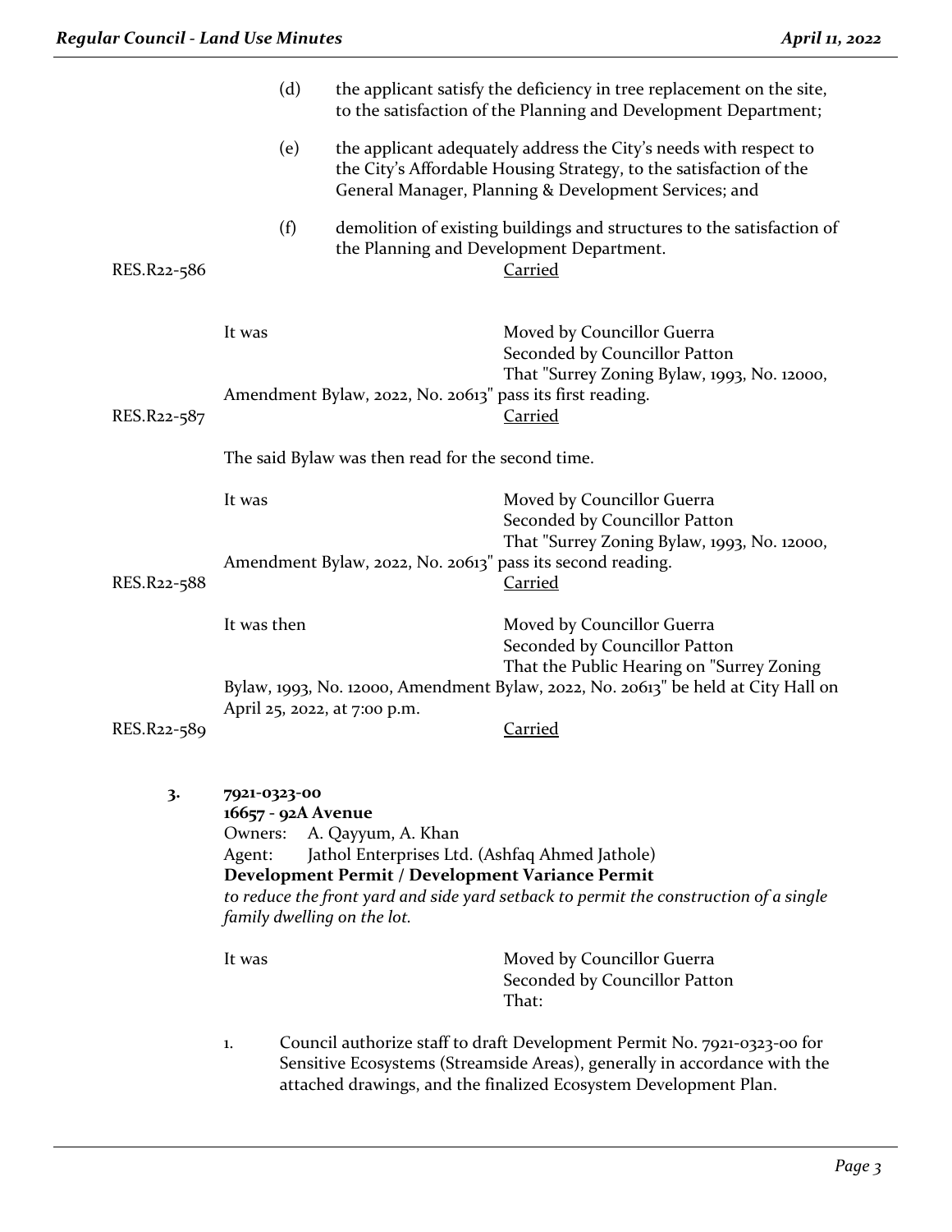(d) the applicant satisfy the deficiency in tree replacement on the site, to the satisfaction of the Planning and Development Department;

(e) the applicant adequately address the City's needs with respect to the City's Affordable Housing Strategy, to the satisfaction of the General Manager, Planning & Development Services; and

(f) demolition of existing buildings and structures to the satisfaction of the Planning and Development Department.

RES.R22-586 Carried

It was Moved by Councillor Guerra
Seconded by Councillor Patton
That "Surrey Zoning Bylaw, 1993, No. 12000, Amendment Bylaw, 2022, No. 20613" pass its first reading.

RES.R22-587 Carried

The said Bylaw was then read for the second time.

It was Moved by Councillor Guerra
Seconded by Councillor Patton
That "Surrey Zoning Bylaw, 1993, No. 12000, Amendment Bylaw, 2022, No. 20613" pass its second reading.

RES.R22-588 Carried

It was then Moved by Councillor Guerra
Seconded by Councillor Patton
That the Public Hearing on "Surrey Zoning Bylaw, 1993, No. 12000, Amendment Bylaw, 2022, No. 20613" be held at City Hall on April 25, 2022, at 7:00 p.m.

RES.R22-589 Carried

**3. 7921-0323-00**
**16657 - 92A Avenue**
Owners: A. Qayyum, A. Khan
Agent: Jathol Enterprises Ltd. (Ashfaq Ahmed Jathole)
**Development Permit / Development Variance Permit**
*to reduce the front yard and side yard setback to permit the construction of a single family dwelling on the lot.*

It was Moved by Councillor Guerra
Seconded by Councillor Patton
That:

1. Council authorize staff to draft Development Permit No. 7921-0323-00 for Sensitive Ecosystems (Streamside Areas), generally in accordance with the attached drawings, and the finalized Ecosystem Development Plan.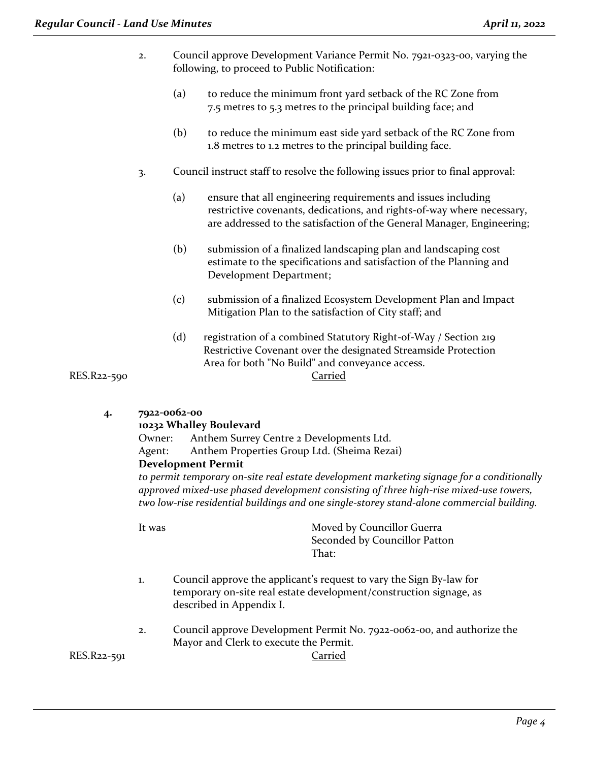2. Council approve Development Variance Permit No. 7921-0323-00, varying the following, to proceed to Public Notification:

   (a) to reduce the minimum front yard setback of the RC Zone from 7.5 metres to 5.3 metres to the principal building face; and

   (b) to reduce the minimum east side yard setback of the RC Zone from 1.8 metres to 1.2 metres to the principal building face.

3. Council instruct staff to resolve the following issues prior to final approval:

   (a) ensure that all engineering requirements and issues including restrictive covenants, dedications, and rights-of-way where necessary, are addressed to the satisfaction of the General Manager, Engineering;

   (b) submission of a finalized landscaping plan and landscaping cost estimate to the specifications and satisfaction of the Planning and Development Department;

   (c) submission of a finalized Ecosystem Development Plan and Impact Mitigation Plan to the satisfaction of City staff; and

   (d) registration of a combined Statutory Right-of-Way / Section 219 Restrictive Covenant over the designated Streamside Protection Area for both "No Build" and conveyance access.

RES.R22-590 Carried

**4. 7922-0062-00**
**10232 Whalley Boulevard**
Owner: Anthem Surrey Centre 2 Developments Ltd.
Agent: Anthem Properties Group Ltd. (Sheima Rezai)
**Development Permit**
*to permit temporary on-site real estate development marketing signage for a conditionally approved mixed-use phased development consisting of three high-rise mixed-use towers, two low-rise residential buildings and one single-storey stand-alone commercial building.*

It was Moved by Councillor Guerra
Seconded by Councillor Patton
That:

1. Council approve the applicant's request to vary the Sign By-law for temporary on-site real estate development/construction signage, as described in Appendix I.

2. Council approve Development Permit No. 7922-0062-00, and authorize the Mayor and Clerk to execute the Permit.

RES.R22-591 Carried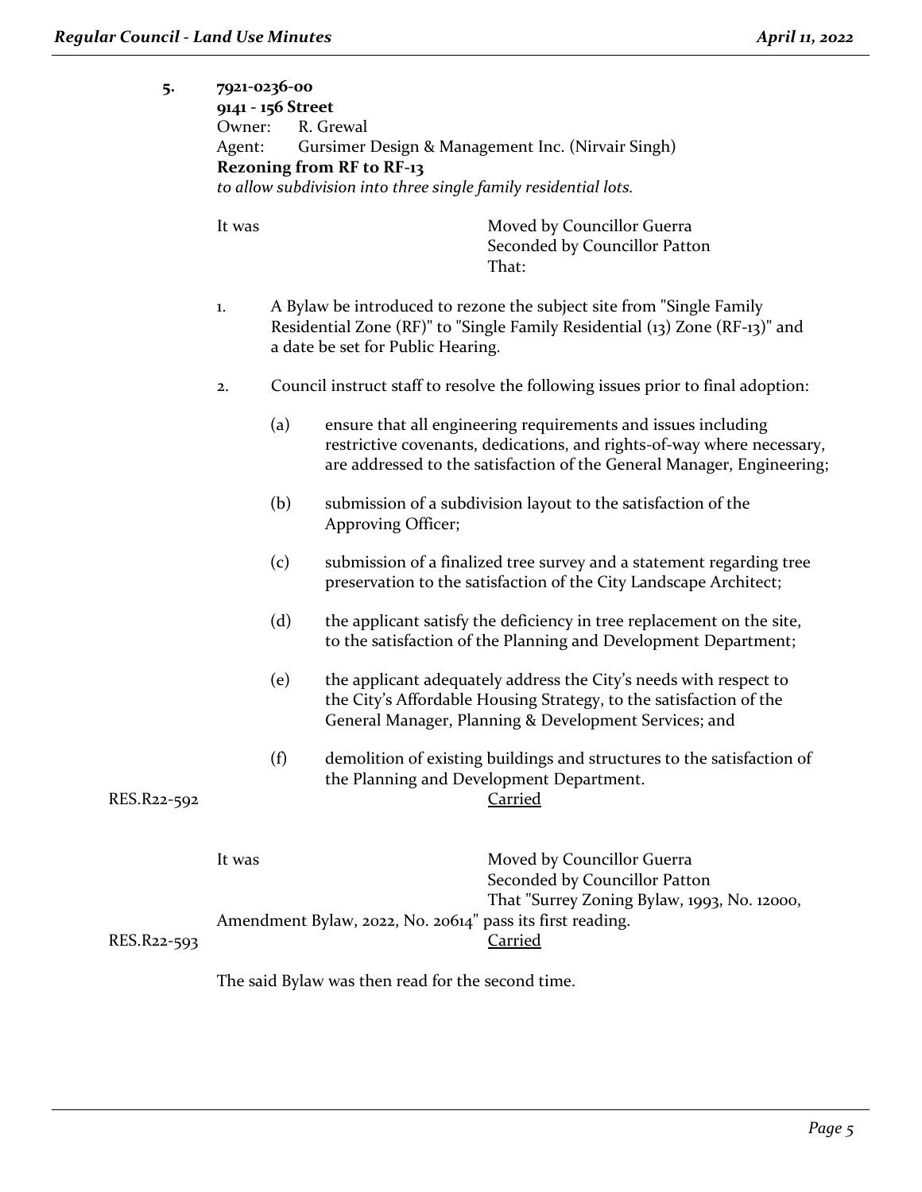**5. 7921-0236-00**
**9141 - 156 Street**
Owner: R. Grewal
Agent: Gursimer Design & Management Inc. (Nirvair Singh)
**Rezoning from RF to RF-13**
*to allow subdivision into three single family residential lots.*

It was Moved by Councillor Guerra
Seconded by Councillor Patton
That:

1. A Bylaw be introduced to rezone the subject site from "Single Family Residential Zone (RF)" to "Single Family Residential (13) Zone (RF-13)" and a date be set for Public Hearing.

2. Council instruct staff to resolve the following issues prior to final adoption:

   (a) ensure that all engineering requirements and issues including restrictive covenants, dedications, and rights-of-way where necessary, are addressed to the satisfaction of the General Manager, Engineering;

   (b) submission of a subdivision layout to the satisfaction of the Approving Officer;

   (c) submission of a finalized tree survey and a statement regarding tree preservation to the satisfaction of the City Landscape Architect;

   (d) the applicant satisfy the deficiency in tree replacement on the site, to the satisfaction of the Planning and Development Department;

   (e) the applicant adequately address the City's needs with respect to the City's Affordable Housing Strategy, to the satisfaction of the General Manager, Planning & Development Services; and

   (f) demolition of existing buildings and structures to the satisfaction of the Planning and Development Department.

RES.R22-592 Carried

It was Moved by Councillor Guerra
Seconded by Councillor Patton
That "Surrey Zoning Bylaw, 1993, No. 12000, Amendment Bylaw, 2022, No. 20614" pass its first reading.

RES.R22-593 Carried

The said Bylaw was then read for the second time.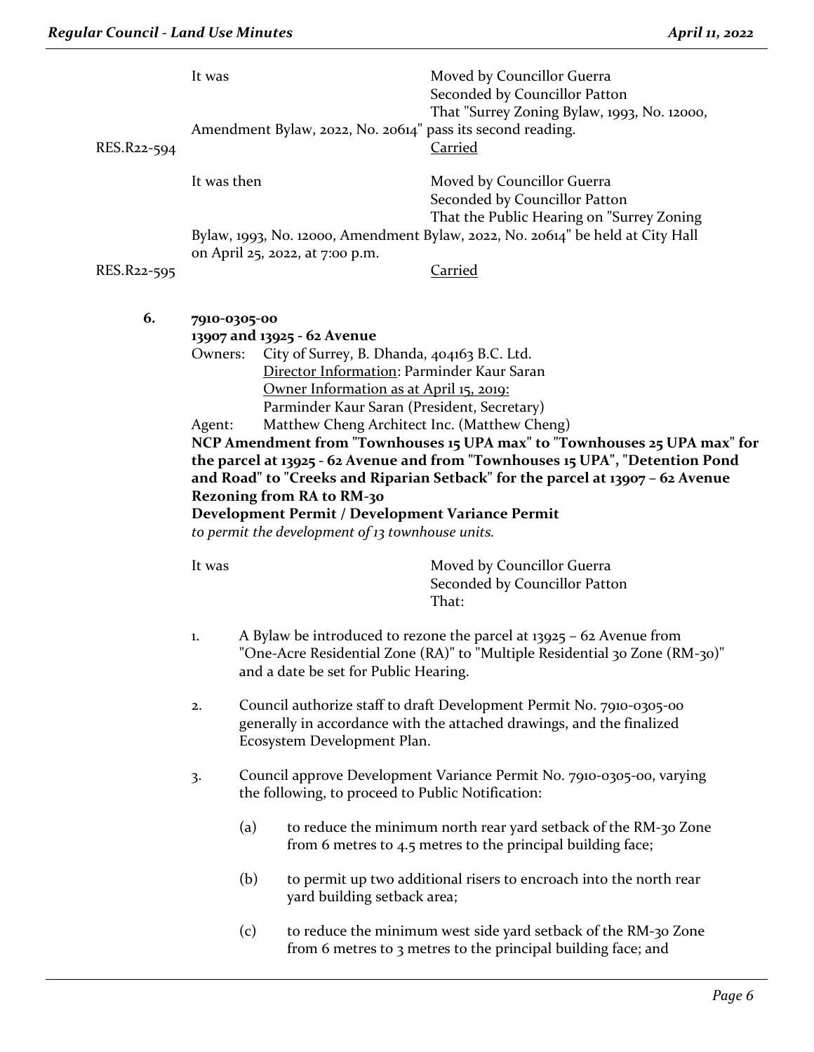It was Moved by Councillor Guerra
Seconded by Councillor Patton
That "Surrey Zoning Bylaw, 1993, No. 12000, Amendment Bylaw, 2022, No. 20614" pass its second reading.

RES.R22-594 Carried

It was then Moved by Councillor Guerra
Seconded by Councillor Patton
That the Public Hearing on "Surrey Zoning Bylaw, 1993, No. 12000, Amendment Bylaw, 2022, No. 20614" be held at City Hall on April 25, 2022, at 7:00 p.m.

RES.R22-595 Carried

**6. 7910-0305-00**
**13907 and 13925 - 62 Avenue**

Owners: City of Surrey, B. Dhanda, 404163 B.C. Ltd.
Director Information: Parminder Kaur Saran
Owner Information as at April 15, 2019:
Parminder Kaur Saran (President, Secretary)

Agent: Matthew Cheng Architect Inc. (Matthew Cheng)

**NCP Amendment from "Townhouses 15 UPA max" to "Townhouses 25 UPA max" for the parcel at 13925 - 62 Avenue and from "Townhouses 15 UPA", "Detention Pond and Road" to "Creeks and Riparian Setback" for the parcel at 13907 – 62 Avenue**
**Rezoning from RA to RM-30**
**Development Permit / Development Variance Permit**
*to permit the development of 13 townhouse units.*

It was Moved by Councillor Guerra
Seconded by Councillor Patton
That:

1. A Bylaw be introduced to rezone the parcel at 13925 – 62 Avenue from "One-Acre Residential Zone (RA)" to "Multiple Residential 30 Zone (RM-30)" and a date be set for Public Hearing.

2. Council authorize staff to draft Development Permit No. 7910-0305-00 generally in accordance with the attached drawings, and the finalized Ecosystem Development Plan.

3. Council approve Development Variance Permit No. 7910-0305-00, varying the following, to proceed to Public Notification:

   (a) to reduce the minimum north rear yard setback of the RM-30 Zone from 6 metres to 4.5 metres to the principal building face;

   (b) to permit up two additional risers to encroach into the north rear yard building setback area;

   (c) to reduce the minimum west side yard setback of the RM-30 Zone from 6 metres to 3 metres to the principal building face; and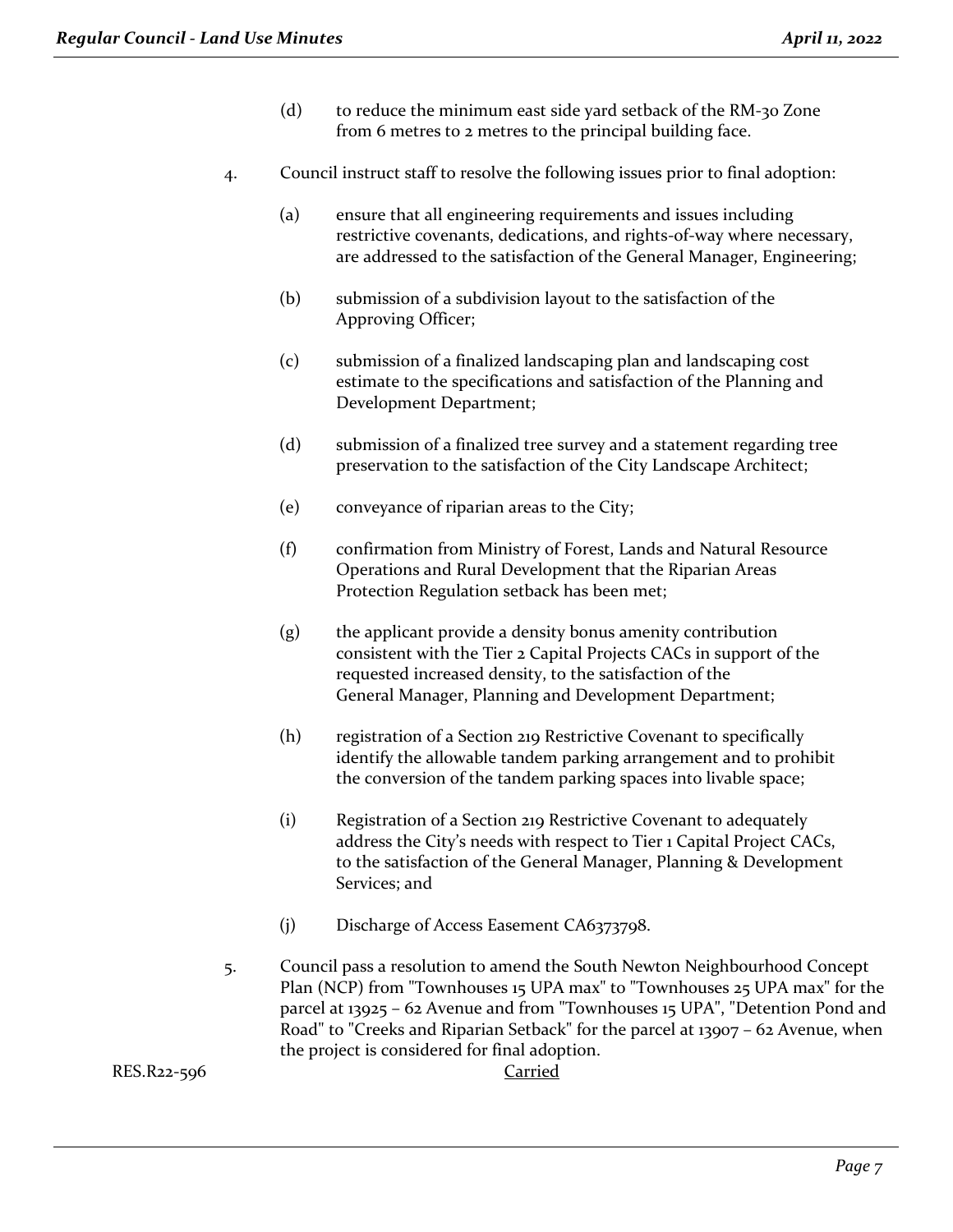(d) to reduce the minimum east side yard setback of the RM-30 Zone from 6 metres to 2 metres to the principal building face.

4. Council instruct staff to resolve the following issues prior to final adoption:

   (a) ensure that all engineering requirements and issues including restrictive covenants, dedications, and rights-of-way where necessary, are addressed to the satisfaction of the General Manager, Engineering;

   (b) submission of a subdivision layout to the satisfaction of the Approving Officer;

   (c) submission of a finalized landscaping plan and landscaping cost estimate to the specifications and satisfaction of the Planning and Development Department;

   (d) submission of a finalized tree survey and a statement regarding tree preservation to the satisfaction of the City Landscape Architect;

   (e) conveyance of riparian areas to the City;

   (f) confirmation from Ministry of Forest, Lands and Natural Resource Operations and Rural Development that the Riparian Areas Protection Regulation setback has been met;

   (g) the applicant provide a density bonus amenity contribution consistent with the Tier 2 Capital Projects CACs in support of the requested increased density, to the satisfaction of the General Manager, Planning and Development Department;

   (h) registration of a Section 219 Restrictive Covenant to specifically identify the allowable tandem parking arrangement and to prohibit the conversion of the tandem parking spaces into livable space;

   (i) Registration of a Section 219 Restrictive Covenant to adequately address the City's needs with respect to Tier 1 Capital Project CACs, to the satisfaction of the General Manager, Planning & Development Services; and

   (j) Discharge of Access Easement CA6373798.

5. Council pass a resolution to amend the South Newton Neighbourhood Concept Plan (NCP) from "Townhouses 15 UPA max" to "Townhouses 25 UPA max" for the parcel at 13925 – 62 Avenue and from "Townhouses 15 UPA", "Detention Pond and Road" to "Creeks and Riparian Setback" for the parcel at 13907 – 62 Avenue, when the project is considered for final adoption.

RES.R22-596 Carried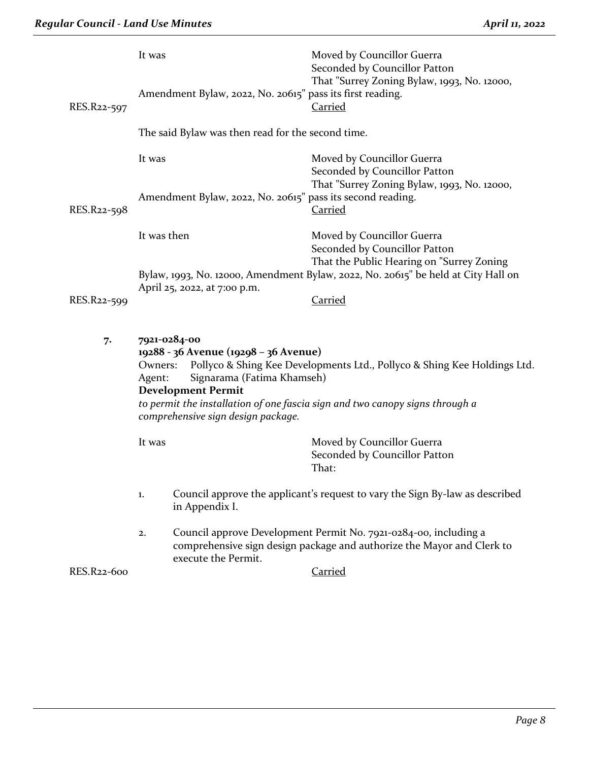It was Moved by Councillor Guerra
Seconded by Councillor Patton
That "Surrey Zoning Bylaw, 1993, No. 12000, Amendment Bylaw, 2022, No. 20615" pass its first reading.

RES.R22-597 Carried

The said Bylaw was then read for the second time.

It was Moved by Councillor Guerra
Seconded by Councillor Patton
That "Surrey Zoning Bylaw, 1993, No. 12000, Amendment Bylaw, 2022, No. 20615" pass its second reading.

RES.R22-598 Carried

It was then Moved by Councillor Guerra
Seconded by Councillor Patton
That the Public Hearing on "Surrey Zoning Bylaw, 1993, No. 12000, Amendment Bylaw, 2022, No. 20615" be held at City Hall on April 25, 2022, at 7:00 p.m.

RES.R22-599 Carried

**7. 7921-0284-00**
**19288 - 36 Avenue (19298 – 36 Avenue)**
Owners: Pollyco & Shing Kee Developments Ltd., Pollyco & Shing Kee Holdings Ltd.
Agent: Signarama (Fatima Khamseh)
**Development Permit**
*to permit the installation of one fascia sign and two canopy signs through a comprehensive sign design package.*

It was Moved by Councillor Guerra
Seconded by Councillor Patton
That:

1. Council approve the applicant's request to vary the Sign By-law as described in Appendix I.

2. Council approve Development Permit No. 7921-0284-00, including a comprehensive sign design package and authorize the Mayor and Clerk to execute the Permit.

RES.R22-600 Carried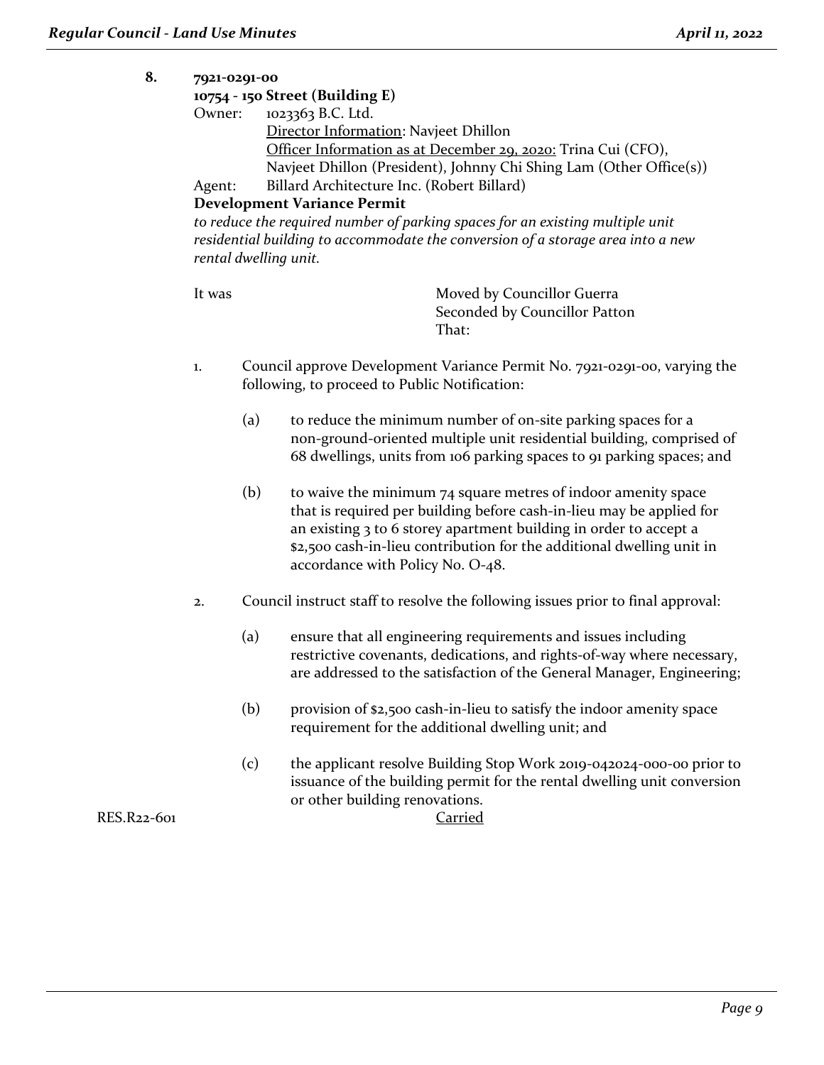**8. 7921-0291-00**
**10754 - 150 Street (Building E)**

Owner: 1023363 B.C. Ltd.
Director Information: Navjeet Dhillon
Officer Information as at December 29, 2020: Trina Cui (CFO), Navjeet Dhillon (President), Johnny Chi Shing Lam (Other Office(s))

Agent: Billard Architecture Inc. (Robert Billard)

**Development Variance Permit**

*to reduce the required number of parking spaces for an existing multiple unit residential building to accommodate the conversion of a storage area into a new rental dwelling unit.*

It was Moved by Councillor Guerra
Seconded by Councillor Patton
That:

1. Council approve Development Variance Permit No. 7921-0291-00, varying the following, to proceed to Public Notification:

   (a) to reduce the minimum number of on-site parking spaces for a non-ground-oriented multiple unit residential building, comprised of 68 dwellings, units from 106 parking spaces to 91 parking spaces; and

   (b) to waive the minimum 74 square metres of indoor amenity space that is required per building before cash-in-lieu may be applied for an existing 3 to 6 storey apartment building in order to accept a $2,500 cash-in-lieu contribution for the additional dwelling unit in accordance with Policy No. O-48.

2. Council instruct staff to resolve the following issues prior to final approval:

   (a) ensure that all engineering requirements and issues including restrictive covenants, dedications, and rights-of-way where necessary, are addressed to the satisfaction of the General Manager, Engineering;

   (b) provision of $2,500 cash-in-lieu to satisfy the indoor amenity space requirement for the additional dwelling unit; and

   (c) the applicant resolve Building Stop Work 2019-042024-000-00 prior to issuance of the building permit for the rental dwelling unit conversion or other building renovations.

RES.R22-601 Carried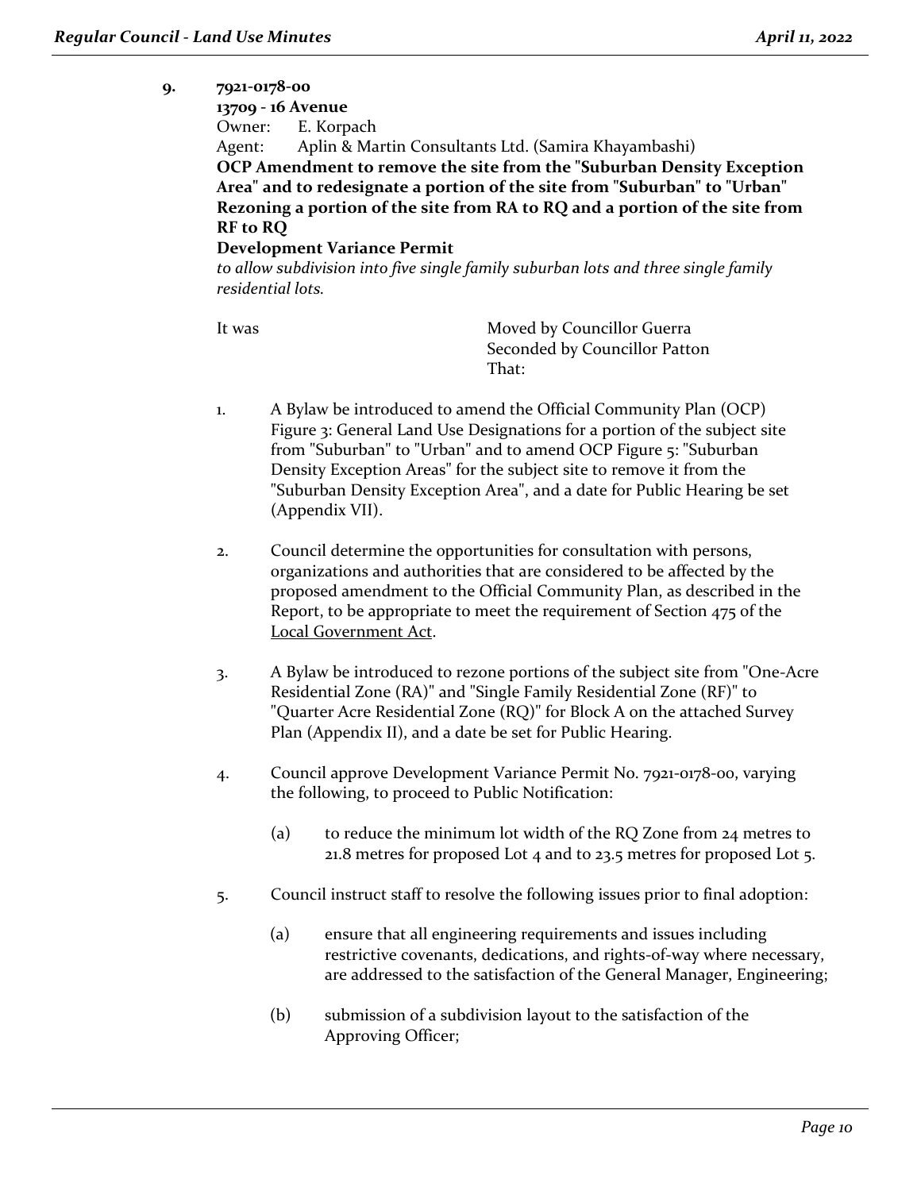9. **7921-0178-00**
**13709 - 16 Avenue**
Owner: E. Korpach
Agent: Aplin & Martin Consultants Ltd. (Samira Khayambashi)
**OCP Amendment to remove the site from the "Suburban Density Exception Area" and to redesignate a portion of the site from "Suburban" to "Urban"**
**Rezoning a portion of the site from RA to RQ and a portion of the site from RF to RQ**
**Development Variance Permit**
*to allow subdivision into five single family suburban lots and three single family residential lots.*

It was Moved by Councillor Guerra
Seconded by Councillor Patton
That:

1. A Bylaw be introduced to amend the Official Community Plan (OCP) Figure 3: General Land Use Designations for a portion of the subject site from "Suburban" to "Urban" and to amend OCP Figure 5: "Suburban Density Exception Areas" for the subject site to remove it from the "Suburban Density Exception Area", and a date for Public Hearing be set (Appendix VII).

2. Council determine the opportunities for consultation with persons, organizations and authorities that are considered to be affected by the proposed amendment to the Official Community Plan, as described in the Report, to be appropriate to meet the requirement of Section 475 of the Local Government Act.

3. A Bylaw be introduced to rezone portions of the subject site from "One-Acre Residential Zone (RA)" and "Single Family Residential Zone (RF)" to "Quarter Acre Residential Zone (RQ)" for Block A on the attached Survey Plan (Appendix II), and a date be set for Public Hearing.

4. Council approve Development Variance Permit No. 7921-0178-00, varying the following, to proceed to Public Notification:

   (a) to reduce the minimum lot width of the RQ Zone from 24 metres to 21.8 metres for proposed Lot 4 and to 23.5 metres for proposed Lot 5.

5. Council instruct staff to resolve the following issues prior to final adoption:

   (a) ensure that all engineering requirements and issues including restrictive covenants, dedications, and rights-of-way where necessary, are addressed to the satisfaction of the General Manager, Engineering;

   (b) submission of a subdivision layout to the satisfaction of the Approving Officer;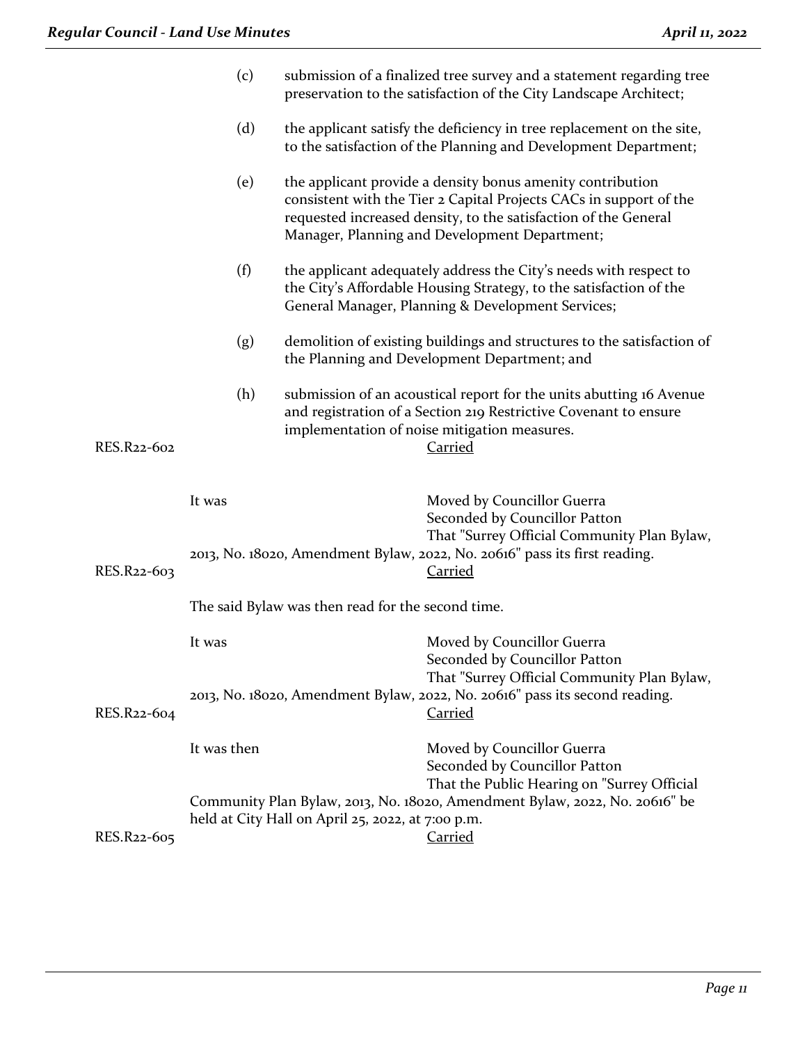(c) submission of a finalized tree survey and a statement regarding tree preservation to the satisfaction of the City Landscape Architect;

(d) the applicant satisfy the deficiency in tree replacement on the site, to the satisfaction of the Planning and Development Department;

(e) the applicant provide a density bonus amenity contribution consistent with the Tier 2 Capital Projects CACs in support of the requested increased density, to the satisfaction of the General Manager, Planning and Development Department;

(f) the applicant adequately address the City's needs with respect to the City's Affordable Housing Strategy, to the satisfaction of the General Manager, Planning & Development Services;

(g) demolition of existing buildings and structures to the satisfaction of the Planning and Development Department; and

(h) submission of an acoustical report for the units abutting 16 Avenue and registration of a Section 219 Restrictive Covenant to ensure implementation of noise mitigation measures.

RES.R22-602 Carried

It was Moved by Councillor Guerra
Seconded by Councillor Patton
That "Surrey Official Community Plan Bylaw, 2013, No. 18020, Amendment Bylaw, 2022, No. 20616" pass its first reading.

RES.R22-603 Carried

The said Bylaw was then read for the second time.

It was Moved by Councillor Guerra
Seconded by Councillor Patton
That "Surrey Official Community Plan Bylaw, 2013, No. 18020, Amendment Bylaw, 2022, No. 20616" pass its second reading.

RES.R22-604 Carried

It was then Moved by Councillor Guerra
Seconded by Councillor Patton
That the Public Hearing on "Surrey Official Community Plan Bylaw, 2013, No. 18020, Amendment Bylaw, 2022, No. 20616" be held at City Hall on April 25, 2022, at 7:00 p.m.

RES.R22-605 Carried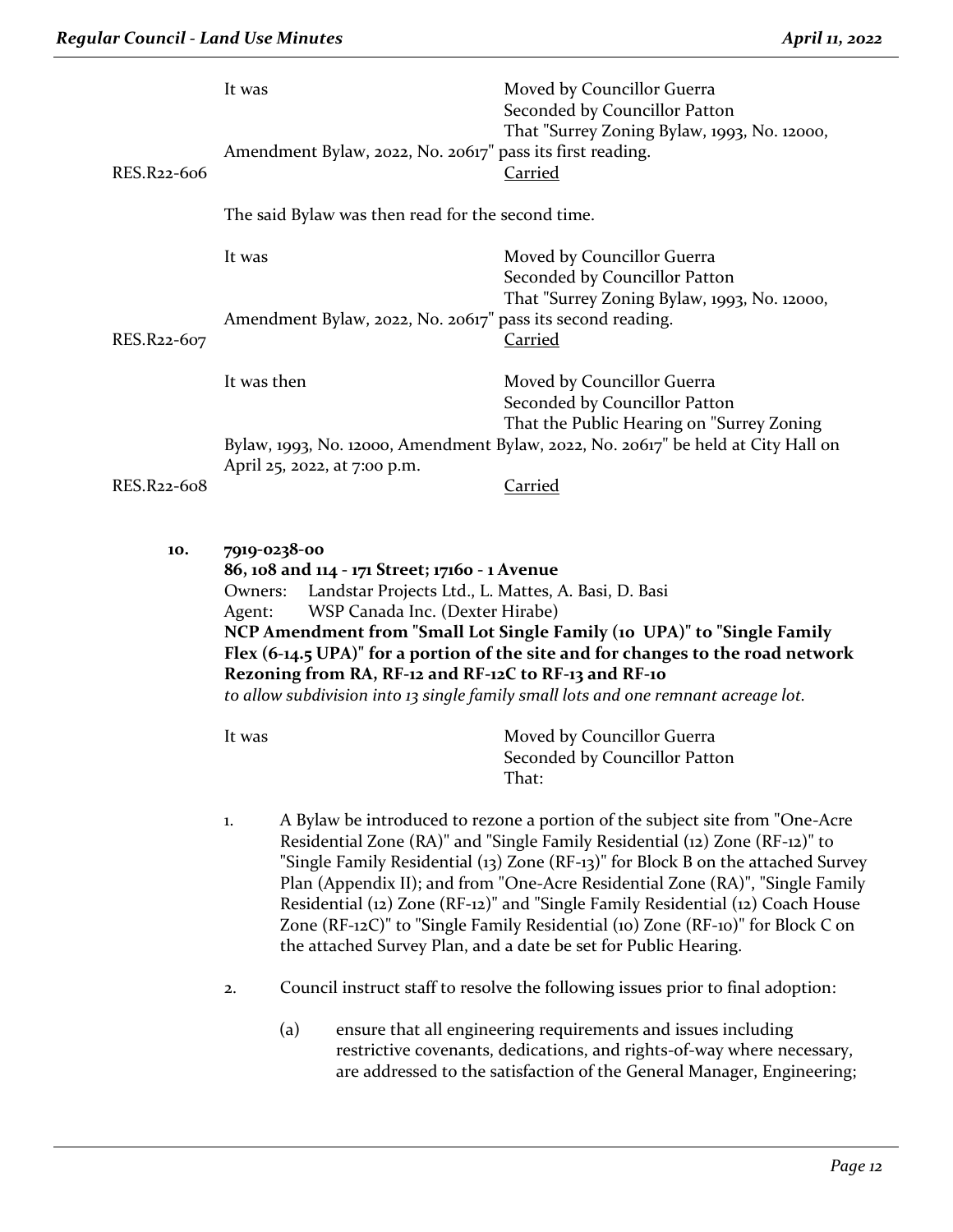It was Moved by Councillor Guerra
Seconded by Councillor Patton
That "Surrey Zoning Bylaw, 1993, No. 12000, Amendment Bylaw, 2022, No. 20617" pass its first reading.

RES.R22-606 Carried

The said Bylaw was then read for the second time.

It was Moved by Councillor Guerra
Seconded by Councillor Patton
That "Surrey Zoning Bylaw, 1993, No. 12000, Amendment Bylaw, 2022, No. 20617" pass its second reading.

RES.R22-607 Carried

It was then Moved by Councillor Guerra
Seconded by Councillor Patton
That the Public Hearing on "Surrey Zoning Bylaw, 1993, No. 12000, Amendment Bylaw, 2022, No. 20617" be held at City Hall on April 25, 2022, at 7:00 p.m.

RES.R22-608 Carried

**10. 7919-0238-00**
**86, 108 and 114 - 171 Street; 17160 - 1 Avenue**
Owners: Landstar Projects Ltd., L. Mattes, A. Basi, D. Basi
Agent: WSP Canada Inc. (Dexter Hirabe)
**NCP Amendment from "Small Lot Single Family (10 UPA)" to "Single Family Flex (6-14.5 UPA)" for a portion of the site and for changes to the road network**
**Rezoning from RA, RF-12 and RF-12C to RF-13 and RF-10**
*to allow subdivision into 13 single family small lots and one remnant acreage lot.*

It was Moved by Councillor Guerra
Seconded by Councillor Patton
That:

1. A Bylaw be introduced to rezone a portion of the subject site from "One-Acre Residential Zone (RA)" and "Single Family Residential (12) Zone (RF-12)" to "Single Family Residential (13) Zone (RF-13)" for Block B on the attached Survey Plan (Appendix II); and from "One-Acre Residential Zone (RA)", "Single Family Residential (12) Zone (RF-12)" and "Single Family Residential (12) Coach House Zone (RF-12C)" to "Single Family Residential (10) Zone (RF-10)" for Block C on the attached Survey Plan, and a date be set for Public Hearing.

2. Council instruct staff to resolve the following issues prior to final adoption:

   (a) ensure that all engineering requirements and issues including restrictive covenants, dedications, and rights-of-way where necessary, are addressed to the satisfaction of the General Manager, Engineering;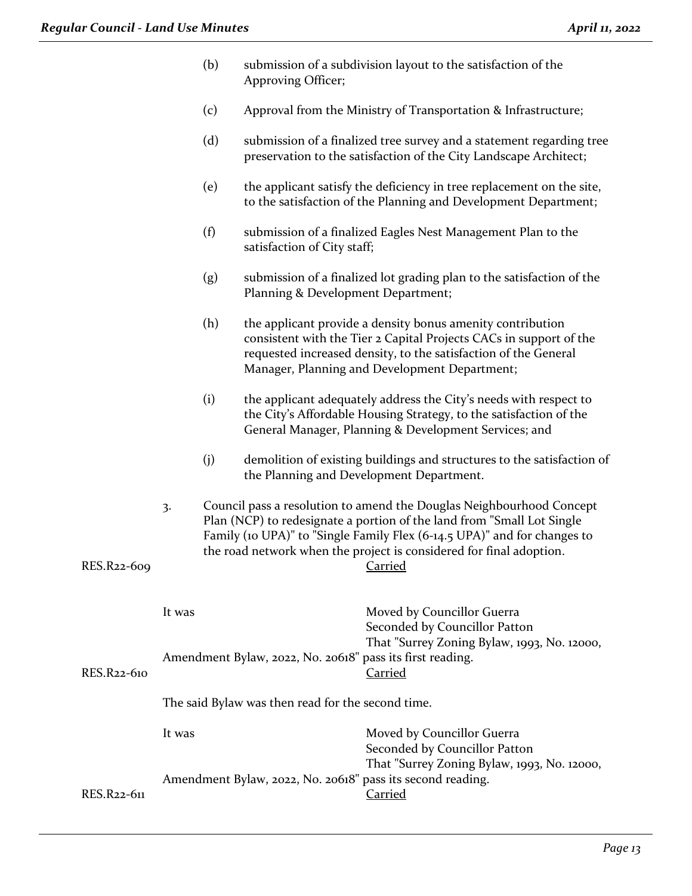(b) submission of a subdivision layout to the satisfaction of the Approving Officer;

(c) Approval from the Ministry of Transportation & Infrastructure;

(d) submission of a finalized tree survey and a statement regarding tree preservation to the satisfaction of the City Landscape Architect;

(e) the applicant satisfy the deficiency in tree replacement on the site, to the satisfaction of the Planning and Development Department;

(f) submission of a finalized Eagles Nest Management Plan to the satisfaction of City staff;

(g) submission of a finalized lot grading plan to the satisfaction of the Planning & Development Department;

(h) the applicant provide a density bonus amenity contribution consistent with the Tier 2 Capital Projects CACs in support of the requested increased density, to the satisfaction of the General Manager, Planning and Development Department;

(i) the applicant adequately address the City's needs with respect to the City's Affordable Housing Strategy, to the satisfaction of the General Manager, Planning & Development Services; and

(j) demolition of existing buildings and structures to the satisfaction of the Planning and Development Department.

3. Council pass a resolution to amend the Douglas Neighbourhood Concept Plan (NCP) to redesignate a portion of the land from "Small Lot Single Family (10 UPA)" to "Single Family Flex (6-14.5 UPA)" and for changes to the road network when the project is considered for final adoption.

RES.R22-609 Carried

It was Moved by Councillor Guerra
Seconded by Councillor Patton
That "Surrey Zoning Bylaw, 1993, No. 12000, Amendment Bylaw, 2022, No. 20618" pass its first reading.

RES.R22-610 Carried

The said Bylaw was then read for the second time.

It was Moved by Councillor Guerra
Seconded by Councillor Patton
That "Surrey Zoning Bylaw, 1993, No. 12000, Amendment Bylaw, 2022, No. 20618" pass its second reading.

RES.R22-611 Carried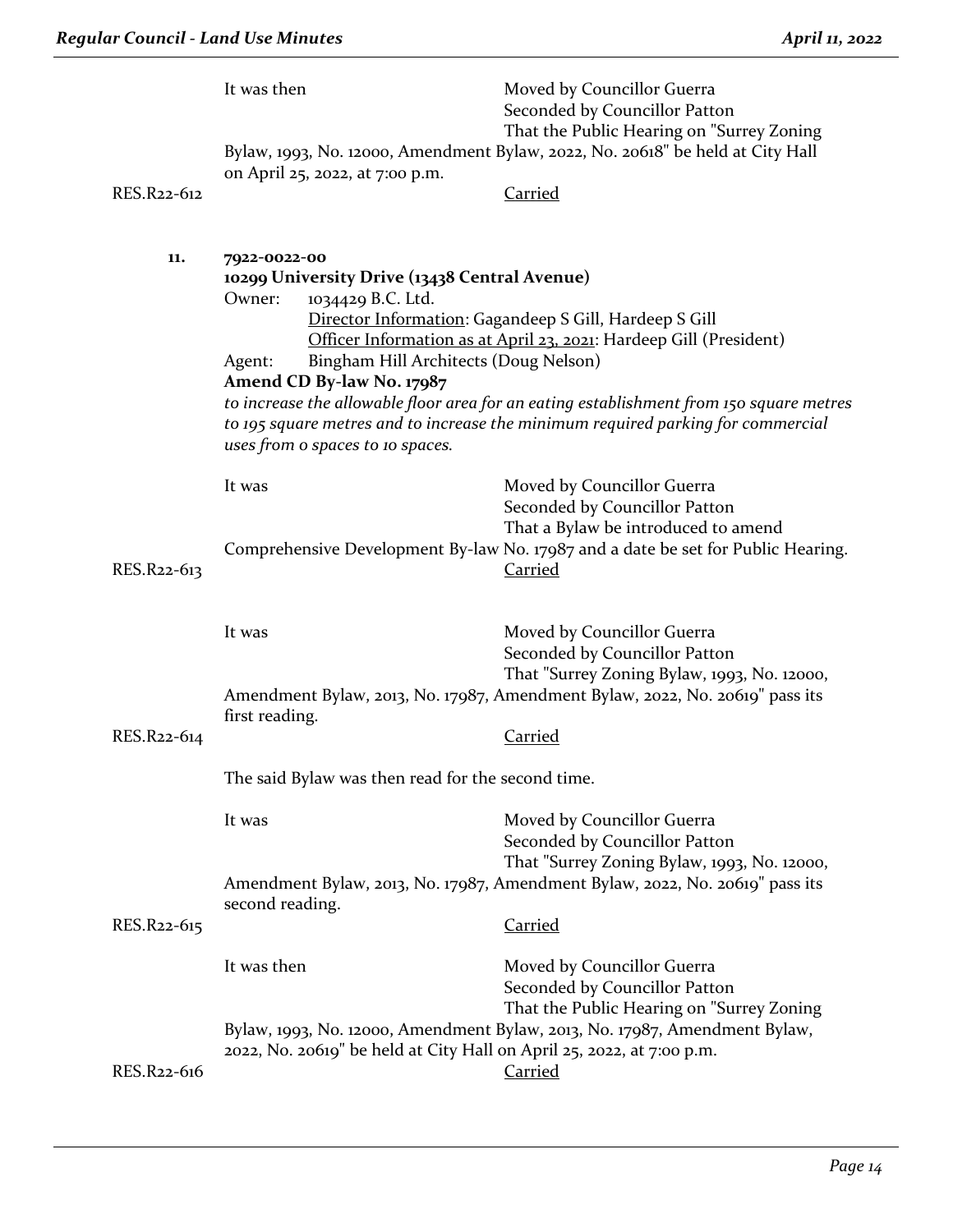It was then

Moved by Councillor Guerra
Seconded by Councillor Patton
That the Public Hearing on "Surrey Zoning Bylaw, 1993, No. 12000, Amendment Bylaw, 2022, No. 20618" be held at City Hall on April 25, 2022, at 7:00 p.m.

RES.R22-612 Carried

**11. 7922-0022-00**

**10299 University Drive (13438 Central Avenue)**

Owner: 1034429 B.C. Ltd.
Director Information: Gagandeep S Gill, Hardeep S Gill
Officer Information as at April 23, 2021: Hardeep Gill (President)

Agent: Bingham Hill Architects (Doug Nelson)

**Amend CD By-law No. 17987**

*to increase the allowable floor area for an eating establishment from 150 square metres to 195 square metres and to increase the minimum required parking for commercial uses from 0 spaces to 10 spaces.*

It was

Moved by Councillor Guerra
Seconded by Councillor Patton
That a Bylaw be introduced to amend Comprehensive Development By-law No. 17987 and a date be set for Public Hearing.

RES.R22-613 Carried

It was

Moved by Councillor Guerra
Seconded by Councillor Patton
That "Surrey Zoning Bylaw, 1993, No. 12000, Amendment Bylaw, 2013, No. 17987, Amendment Bylaw, 2022, No. 20619" pass its first reading.

RES.R22-614 Carried

The said Bylaw was then read for the second time.

It was

Moved by Councillor Guerra
Seconded by Councillor Patton
That "Surrey Zoning Bylaw, 1993, No. 12000, Amendment Bylaw, 2013, No. 17987, Amendment Bylaw, 2022, No. 20619" pass its second reading.

RES.R22-615 Carried

It was then

Moved by Councillor Guerra
Seconded by Councillor Patton
That the Public Hearing on "Surrey Zoning Bylaw, 1993, No. 12000, Amendment Bylaw, 2013, No. 17987, Amendment Bylaw, 2022, No. 20619" be held at City Hall on April 25, 2022, at 7:00 p.m.

RES.R22-616 Carried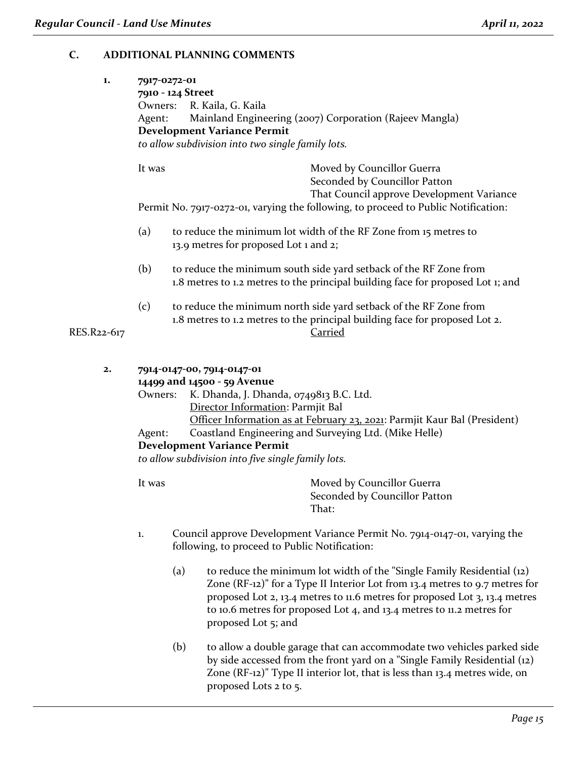## C. ADDITIONAL PLANNING COMMENTS

**1. 7917-0272-01**
**7910 - 124 Street**
Owners: R. Kaila, G. Kaila
Agent: Mainland Engineering (2007) Corporation (Rajeev Mangla)
**Development Variance Permit**
*to allow subdivision into two single family lots.*

It was Moved by Councillor Guerra
Seconded by Councillor Patton
That Council approve Development Variance Permit No. 7917-0272-01, varying the following, to proceed to Public Notification:

(a) to reduce the minimum lot width of the RF Zone from 15 metres to 13.9 metres for proposed Lot 1 and 2;

(b) to reduce the minimum south side yard setback of the RF Zone from 1.8 metres to 1.2 metres to the principal building face for proposed Lot 1; and

(c) to reduce the minimum north side yard setback of the RF Zone from 1.8 metres to 1.2 metres to the principal building face for proposed Lot 2.

RES.R22-617 Carried

**2. 7914-0147-00, 7914-0147-01**
**14499 and 14500 - 59 Avenue**
Owners: K. Dhanda, J. Dhanda, 0749813 B.C. Ltd.
Director Information: Parmjit Bal
Officer Information as at February 23, 2021: Parmjit Kaur Bal (President)
Agent: Coastland Engineering and Surveying Ltd. (Mike Helle)
**Development Variance Permit**
*to allow subdivision into five single family lots.*

It was Moved by Councillor Guerra
Seconded by Councillor Patton
That:

1. Council approve Development Variance Permit No. 7914-0147-01, varying the following, to proceed to Public Notification:

   (a) to reduce the minimum lot width of the "Single Family Residential (12) Zone (RF-12)" for a Type II Interior Lot from 13.4 metres to 9.7 metres for proposed Lot 2, 13.4 metres to 11.6 metres for proposed Lot 3, 13.4 metres to 10.6 metres for proposed Lot 4, and 13.4 metres to 11.2 metres for proposed Lot 5; and

   (b) to allow a double garage that can accommodate two vehicles parked side by side accessed from the front yard on a "Single Family Residential (12) Zone (RF-12)" Type II interior lot, that is less than 13.4 metres wide, on proposed Lots 2 to 5.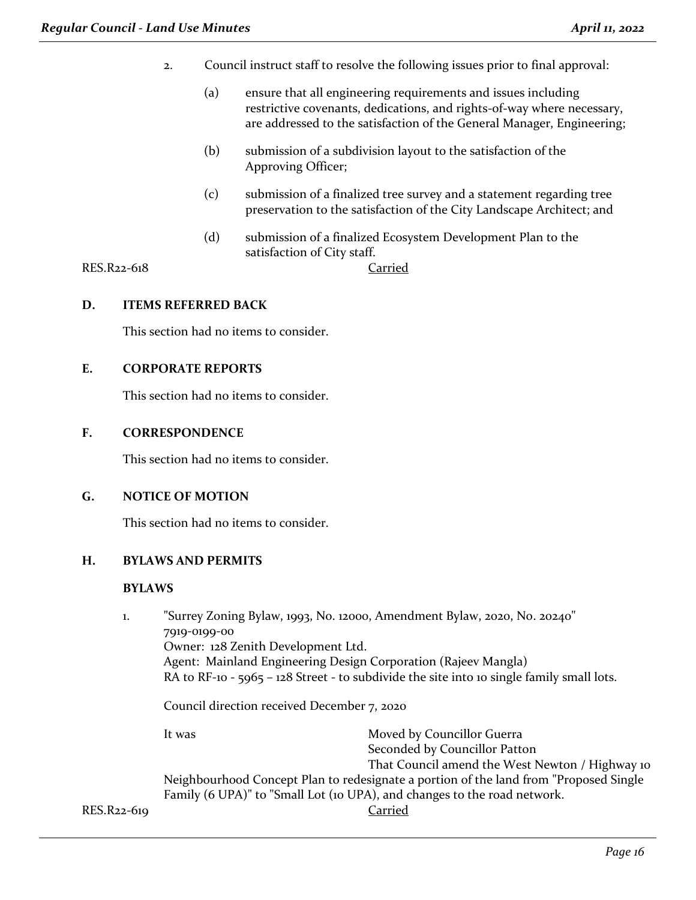2. Council instruct staff to resolve the following issues prior to final approval:

   (a) ensure that all engineering requirements and issues including restrictive covenants, dedications, and rights-of-way where necessary, are addressed to the satisfaction of the General Manager, Engineering;

   (b) submission of a subdivision layout to the satisfaction of the Approving Officer;

   (c) submission of a finalized tree survey and a statement regarding tree preservation to the satisfaction of the City Landscape Architect; and

   (d) submission of a finalized Ecosystem Development Plan to the satisfaction of City staff.

RES.R22-618 Carried

## D. ITEMS REFERRED BACK

This section had no items to consider.

## E. CORPORATE REPORTS

This section had no items to consider.

## F. CORRESPONDENCE

This section had no items to consider.

## G. NOTICE OF MOTION

This section had no items to consider.

## H. BYLAWS AND PERMITS

### BYLAWS

1. "Surrey Zoning Bylaw, 1993, No. 12000, Amendment Bylaw, 2020, No. 20240"
   7919-0199-00
   Owner: 128 Zenith Development Ltd.
   Agent: Mainland Engineering Design Corporation (Rajeev Mangla)
   RA to RF-10 - 5965 – 128 Street - to subdivide the site into 10 single family small lots.

   Council direction received December 7, 2020

   It was Moved by Councillor Guerra
   Seconded by Councillor Patton
   That Council amend the West Newton / Highway 10 Neighbourhood Concept Plan to redesignate a portion of the land from "Proposed Single Family (6 UPA)" to "Small Lot (10 UPA), and changes to the road network.

RES.R22-619 Carried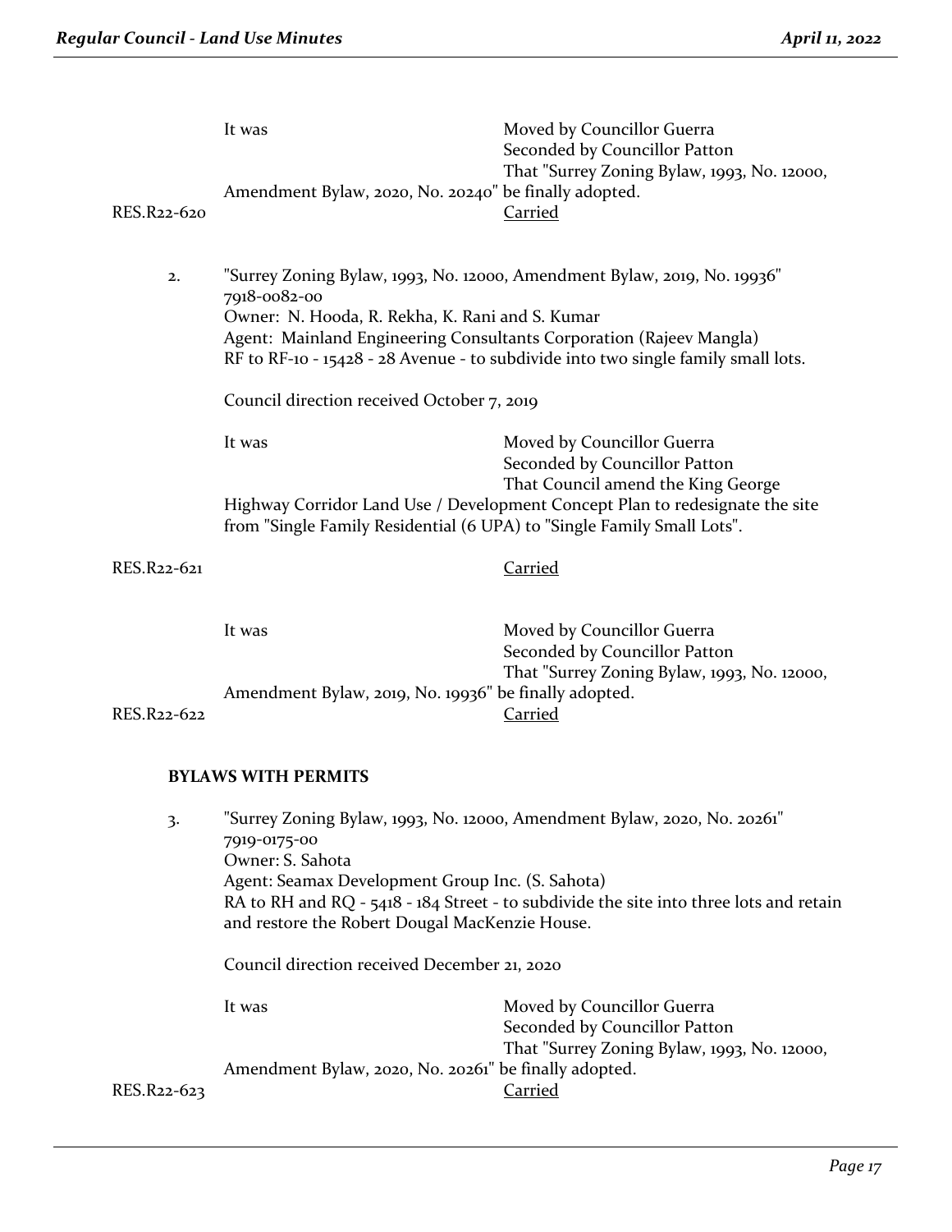It was Moved by Councillor Guerra
Seconded by Councillor Patton
That "Surrey Zoning Bylaw, 1993, No. 12000, Amendment Bylaw, 2020, No. 20240" be finally adopted.

RES.R22-620 Carried

2. "Surrey Zoning Bylaw, 1993, No. 12000, Amendment Bylaw, 2019, No. 19936"
7918-0082-00
Owner: N. Hooda, R. Rekha, K. Rani and S. Kumar
Agent: Mainland Engineering Consultants Corporation (Rajeev Mangla)
RF to RF-10 - 15428 - 28 Avenue - to subdivide into two single family small lots.

Council direction received October 7, 2019

It was Moved by Councillor Guerra
Seconded by Councillor Patton
That Council amend the King George Highway Corridor Land Use / Development Concept Plan to redesignate the site from "Single Family Residential (6 UPA) to "Single Family Small Lots".

RES.R22-621 Carried

It was Moved by Councillor Guerra
Seconded by Councillor Patton
That "Surrey Zoning Bylaw, 1993, No. 12000, Amendment Bylaw, 2019, No. 19936" be finally adopted.

RES.R22-622 Carried

**BYLAWS WITH PERMITS**

3. "Surrey Zoning Bylaw, 1993, No. 12000, Amendment Bylaw, 2020, No. 20261"
7919-0175-00
Owner: S. Sahota
Agent: Seamax Development Group Inc. (S. Sahota)
RA to RH and RQ - 5418 - 184 Street - to subdivide the site into three lots and retain and restore the Robert Dougal MacKenzie House.

Council direction received December 21, 2020

It was Moved by Councillor Guerra
Seconded by Councillor Patton
That "Surrey Zoning Bylaw, 1993, No. 12000, Amendment Bylaw, 2020, No. 20261" be finally adopted.

RES.R22-623 Carried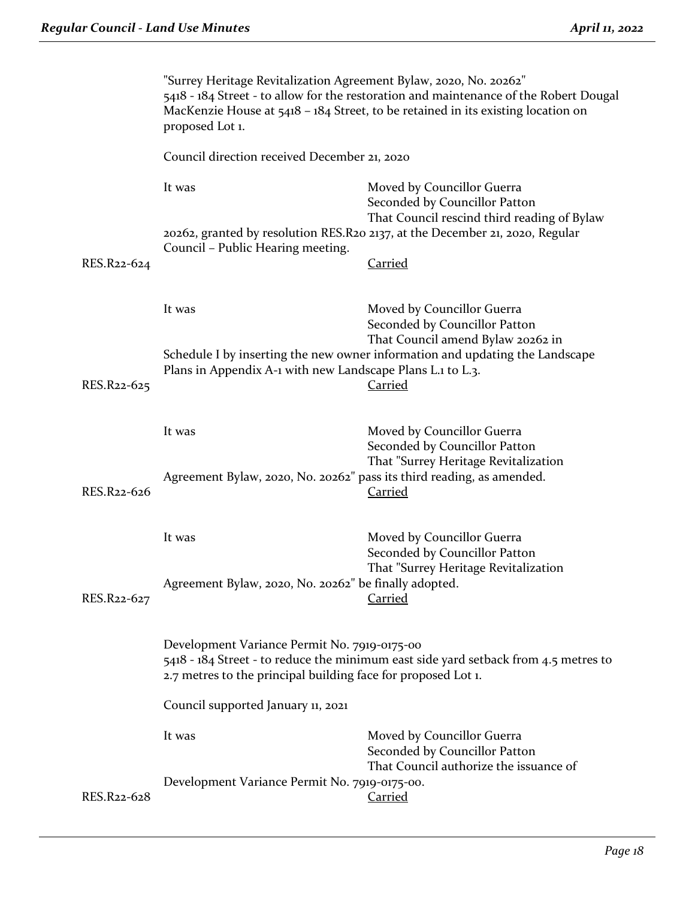"Surrey Heritage Revitalization Agreement Bylaw, 2020, No. 20262"
5418 - 184 Street - to allow for the restoration and maintenance of the Robert Dougal MacKenzie House at 5418 – 184 Street, to be retained in its existing location on proposed Lot 1.

Council direction received December 21, 2020

It was Moved by Councillor Guerra
Seconded by Councillor Patton
That Council rescind third reading of Bylaw 20262, granted by resolution RES.R20 2137, at the December 21, 2020, Regular Council – Public Hearing meeting.

RES.R22-624 Carried

It was Moved by Councillor Guerra
Seconded by Councillor Patton
That Council amend Bylaw 20262 in Schedule I by inserting the new owner information and updating the Landscape Plans in Appendix A-1 with new Landscape Plans L.1 to L.3.

RES.R22-625 Carried

It was Moved by Councillor Guerra
Seconded by Councillor Patton
That "Surrey Heritage Revitalization Agreement Bylaw, 2020, No. 20262" pass its third reading, as amended.

RES.R22-626 Carried

It was Moved by Councillor Guerra
Seconded by Councillor Patton
That "Surrey Heritage Revitalization Agreement Bylaw, 2020, No. 20262" be finally adopted.

RES.R22-627 Carried

Development Variance Permit No. 7919-0175-00
5418 - 184 Street - to reduce the minimum east side yard setback from 4.5 metres to 2.7 metres to the principal building face for proposed Lot 1.

Council supported January 11, 2021

It was Moved by Councillor Guerra
Seconded by Councillor Patton
That Council authorize the issuance of Development Variance Permit No. 7919-0175-00.

RES.R22-628 Carried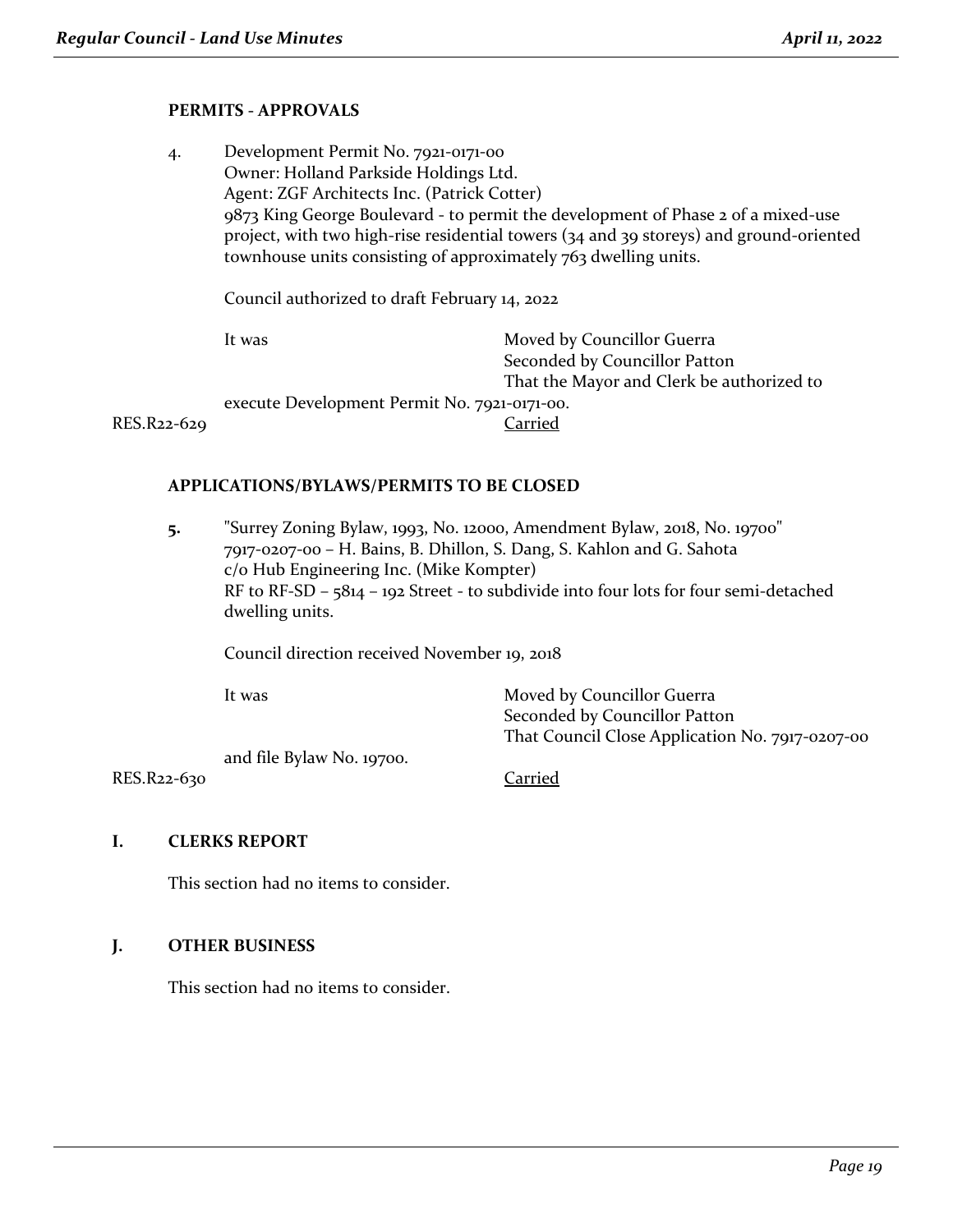**PERMITS - APPROVALS**

4. Development Permit No. 7921-0171-00
   Owner: Holland Parkside Holdings Ltd.
   Agent: ZGF Architects Inc. (Patrick Cotter)
   9873 King George Boulevard - to permit the development of Phase 2 of a mixed-use project, with two high-rise residential towers (34 and 39 storeys) and ground-oriented townhouse units consisting of approximately 763 dwelling units.

   Council authorized to draft February 14, 2022

   It was Moved by Councillor Guerra
   Seconded by Councillor Patton
   That the Mayor and Clerk be authorized to execute Development Permit No. 7921-0171-00.

RES.R22-629 Carried

**APPLICATIONS/BYLAWS/PERMITS TO BE CLOSED**

**5.** "Surrey Zoning Bylaw, 1993, No. 12000, Amendment Bylaw, 2018, No. 19700"
   7917-0207-00 – H. Bains, B. Dhillon, S. Dang, S. Kahlon and G. Sahota
   c/o Hub Engineering Inc. (Mike Kompter)
   RF to RF-SD – 5814 – 192 Street - to subdivide into four lots for four semi-detached dwelling units.

   Council direction received November 19, 2018

   It was Moved by Councillor Guerra
   Seconded by Councillor Patton
   That Council Close Application No. 7917-0207-00 and file Bylaw No. 19700.

RES.R22-630 Carried

## I. CLERKS REPORT

This section had no items to consider.

## J. OTHER BUSINESS

This section had no items to consider.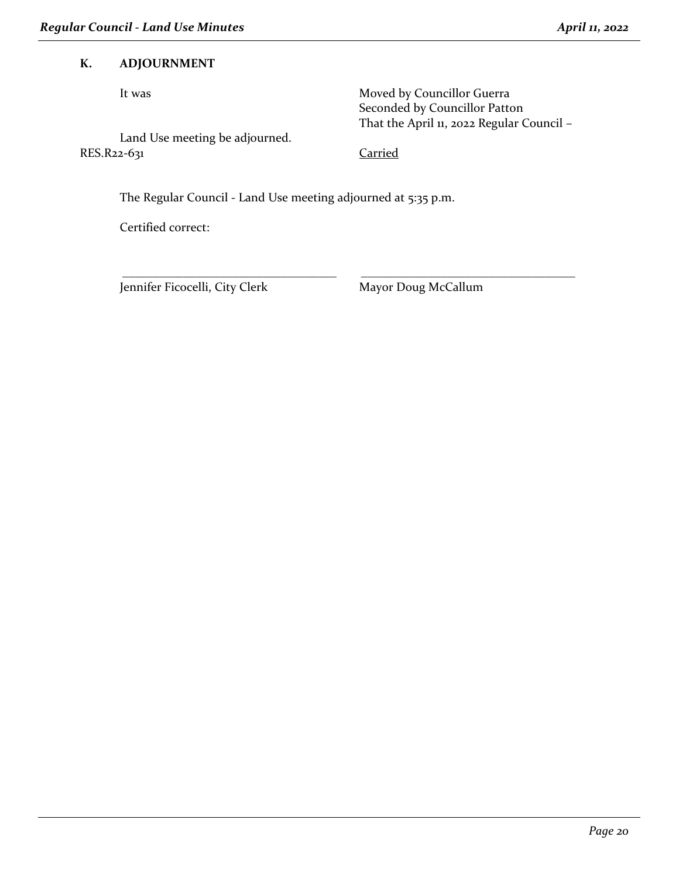## K. ADJOURNMENT

It was

Moved by Councillor Guerra
Seconded by Councillor Patton
That the April 11, 2022 Regular Council – Land Use meeting be adjourned.

RES.R22-631

Carried

The Regular Council - Land Use meeting adjourned at 5:35 p.m.

Certified correct:

\_\_\_\_\_\_\_\_\_\_\_\_\_\_\_\_\_\_\_\_\_\_\_\_\_\_\_\_\_\_\_\_\_\_\_
Jennifer Ficocelli, City Clerk

\_\_\_\_\_\_\_\_\_\_\_\_\_\_\_\_\_\_\_\_\_\_\_\_\_\_\_\_\_\_\_\_\_\_\_
Mayor Doug McCallum